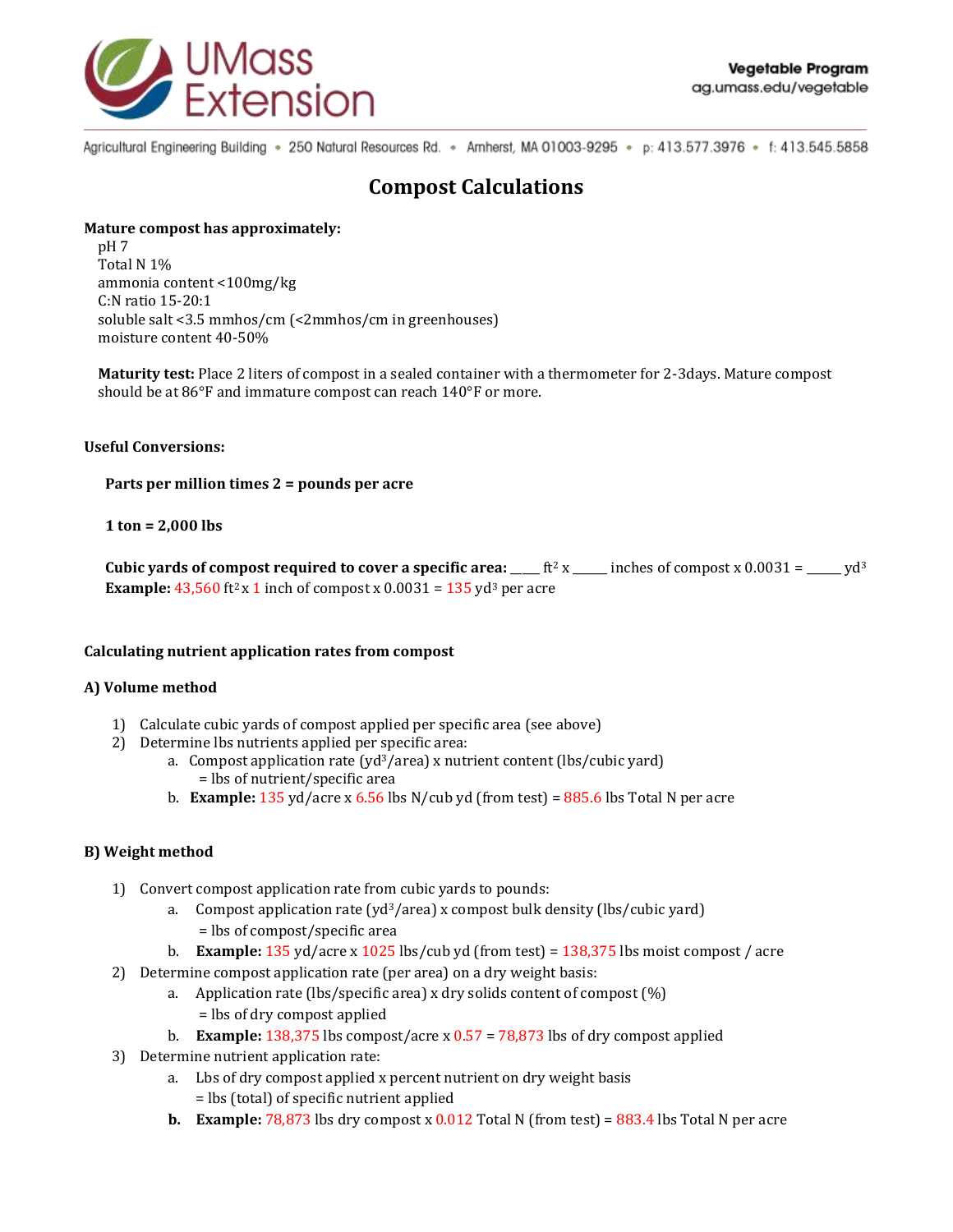UMass Extension

**Vegetable Program**
ag.umass.edu/vegetable

Agricultural Engineering Building • 250 Natural Resources Rd. • Amherst, MA 01003-9295 • p: 413.577.3976 • f: 413.545.5858

# Compost Calculations

**Mature compost has approximately:**

pH 7
Total N 1%
ammonia content <100mg/kg
C:N ratio 15-20:1
soluble salt <3.5 mmhos/cm (<2mmhos/cm in greenhouses)
moisture content 40-50%

**Maturity test:** Place 2 liters of compost in a sealed container with a thermometer for 2-3days. Mature compost should be at 86°F and immature compost can reach 140°F or more.

**Useful Conversions:**

**Parts per million times 2 = pounds per acre**

**1 ton = 2,000 lbs**

**Cubic yards of compost required to cover a specific area:** ____ $ft^2$ x _____ inches of compost x 0.0031 = _____ $yd^3$
**Example:** 43,560 $ft^2$ x 1 inch of compost x 0.0031 = 135 $yd^3$ per acre

**Calculating nutrient application rates from compost**

**A) Volume method**

1) Calculate cubic yards of compost applied per specific area (see above)
2) Determine lbs nutrients applied per specific area:
   a. Compost application rate ($yd^3$/area) x nutrient content (lbs/cubic yard) = lbs of nutrient/specific area
   b. **Example:** 135 yd/acre x 6.56 lbs N/cub yd (from test) = 885.6 lbs Total N per acre

**B) Weight method**

1) Convert compost application rate from cubic yards to pounds:
   a. Compost application rate ($yd^3$/area) x compost bulk density (lbs/cubic yard) = lbs of compost/specific area
   b. **Example:** 135 yd/acre x 1025 lbs/cub yd (from test) = 138,375 lbs moist compost / acre
2) Determine compost application rate (per area) on a dry weight basis:
   a. Application rate (lbs/specific area) x dry solids content of compost (%) = lbs of dry compost applied
   b. **Example:** 138,375 lbs compost/acre x 0.57 = 78,873 lbs of dry compost applied
3) Determine nutrient application rate:
   a. Lbs of dry compost applied x percent nutrient on dry weight basis = lbs (total) of specific nutrient applied
   b. **Example:** 78,873 lbs dry compost x 0.012 Total N (from test) = 883.4 lbs Total N per acre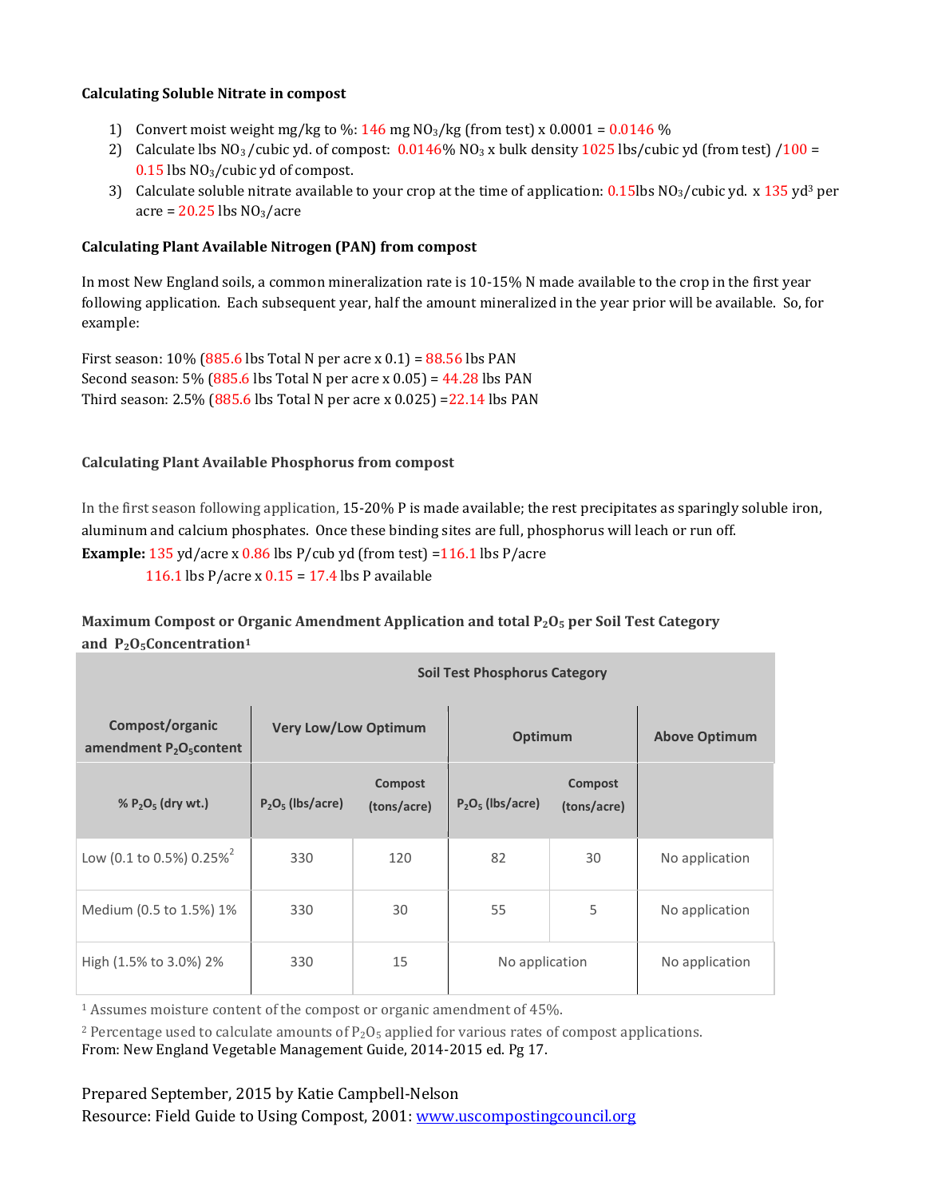**Calculating Soluble Nitrate in compost**

1) Convert moist weight mg/kg to %: 146 mg $NO_3$/kg (from test) x 0.0001 = 0.0146 %
2) Calculate lbs $NO_3$/cubic yd. of compost: 0.0146% $NO_3$ x bulk density 1025 lbs/cubic yd (from test) /100 = 0.15 lbs $NO_3$/cubic yd of compost.
3) Calculate soluble nitrate available to your crop at the time of application: 0.15lbs $NO_3$/cubic yd. x 135 $yd^3$ per acre = 20.25 lbs $NO_3$/acre

**Calculating Plant Available Nitrogen (PAN) from compost**

In most New England soils, a common mineralization rate is 10-15% N made available to the crop in the first year following application. Each subsequent year, half the amount mineralized in the year prior will be available. So, for example:

First season: 10% (885.6 lbs Total N per acre x 0.1) = 88.56 lbs PAN
Second season: 5% (885.6 lbs Total N per acre x 0.05) = 44.28 lbs PAN
Third season: 2.5% (885.6 lbs Total N per acre x 0.025) =22.14 lbs PAN

**Calculating Plant Available Phosphorus from compost**

In the first season following application, 15-20% P is made available; the rest precipitates as sparingly soluble iron, aluminum and calcium phosphates. Once these binding sites are full, phosphorus will leach or run off.

**Example:** 135 yd/acre x 0.86 lbs P/cub yd (from test) =116.1 lbs P/acre
116.1 lbs P/acre x 0.15 = 17.4 lbs P available

**Maximum Compost or Organic Amendment Application and total $P_2O_5$ per Soil Test Category and $P_2O_5$ Concentration[1]**

| Compost/organic amendment $P_2O_5$ content | Soil Test Phosphorus Category: Very Low/Low Optimum | | Optimum | | Above Optimum |
|---|---|---|---|---|---|
| % $P_2O_5$ (dry wt.) | $P_2O_5$ (lbs/acre) | Compost (tons/acre) | $P_2O_5$ (lbs/acre) | Compost (tons/acre) | |
| Low (0.1 to 0.5%) 0.25%[2] | 330 | 120 | 82 | 30 | No application |
| Medium (0.5 to 1.5%) 1% | 330 | 30 | 55 | 5 | No application |
| High (1.5% to 3.0%) 2% | 330 | 15 | No application | | No application |

[1] Assumes moisture content of the compost or organic amendment of 45%.

[2] Percentage used to calculate amounts of $P_2O_5$ applied for various rates of compost applications.

From: New England Vegetable Management Guide, 2014-2015 ed. Pg 17.

Prepared September, 2015 by Katie Campbell-Nelson

Resource: Field Guide to Using Compost, 2001: www.uscompostingcouncil.org